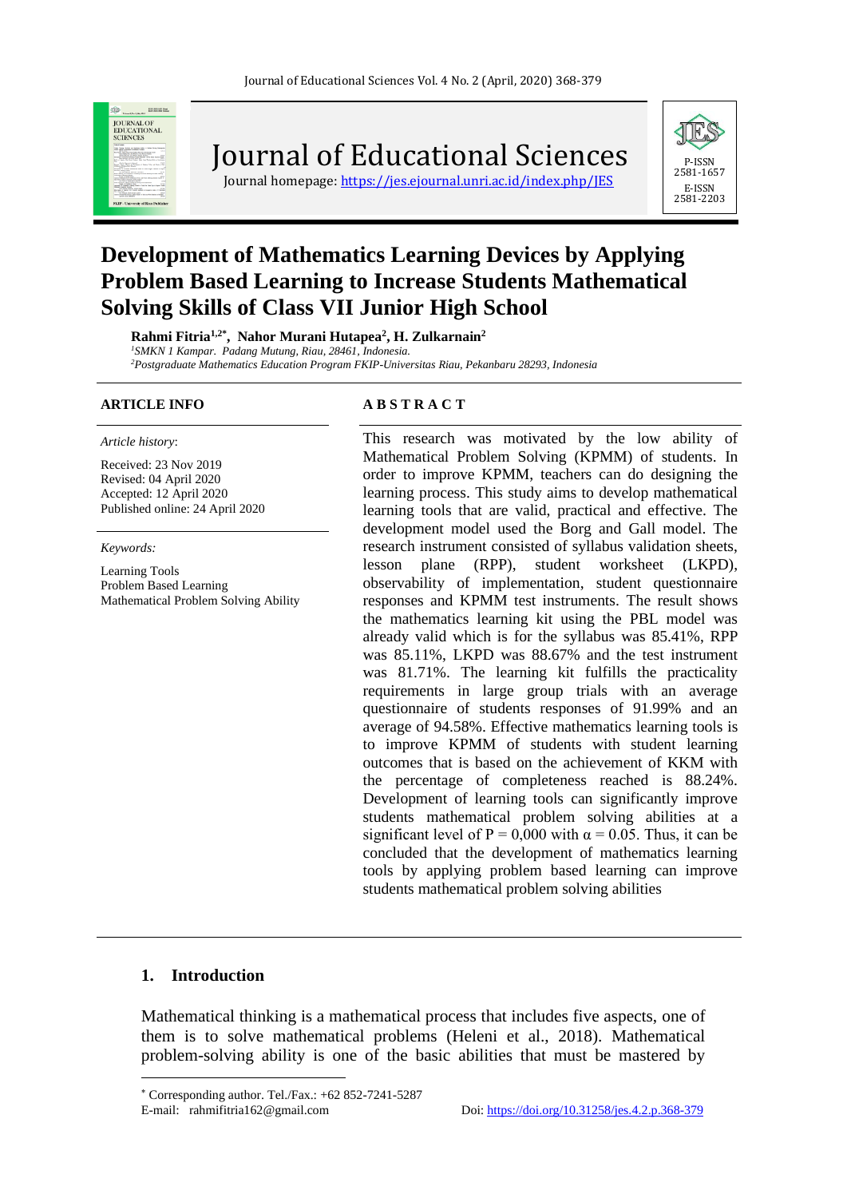# Development of Mathematics Learning Devices by Applying Problem Based Learning to Increase Students Mathematical Solving Skills of Class VII Junior High School

**Rahmi Fitria[1,2*], Nahor Murani Hutapea[2], H. Zulkarnain[2]**

*[1]SMKN 1 Kampar. Padang Mutung, Riau, 28461, Indonesia.*
*[2]Postgraduate Mathematics Education Program FKIP-Universitas Riau, Pekanbaru 28293, Indonesia*

**ARTICLE INFO**

*Article history*:

Received: 23 Nov 2019
Revised: 04 April 2020
Accepted: 12 April 2020
Published online: 24 April 2020

*Keywords:*

Learning Tools
Problem Based Learning
Mathematical Problem Solving Ability

**A B S T R A C T**

This research was motivated by the low ability of Mathematical Problem Solving (KPMM) of students. In order to improve KPMM, teachers can do designing the learning process. This study aims to develop mathematical learning tools that are valid, practical and effective. The development model used the Borg and Gall model. The research instrument consisted of syllabus validation sheets, lesson plane (RPP), student worksheet (LKPD), observability of implementation, student questionnaire responses and KPMM test instruments. The result shows the mathematics learning kit using the PBL model was already valid which is for the syllabus was 85.41%, RPP was 85.11%, LKPD was 88.67% and the test instrument was 81.71%. The learning kit fulfills the practicality requirements in large group trials with an average questionnaire of students responses of 91.99% and an average of 94.58%. Effective mathematics learning tools is to improve KPMM of students with student learning outcomes that is based on the achievement of KKM with the percentage of completeness reached is 88.24%. Development of learning tools can significantly improve students mathematical problem solving abilities at a significant level of P = 0,000 with $\alpha = 0.05$. Thus, it can be concluded that the development of mathematics learning tools by applying problem based learning can improve students mathematical problem solving abilities

## 1. Introduction

Mathematical thinking is a mathematical process that includes five aspects, one of them is to solve mathematical problems (Heleni et al., 2018). Mathematical problem-solving ability is one of the basic abilities that must be mastered by

* Corresponding author. Tel./Fax.: +62 852-7241-5287
E-mail: rahmifitria162@gmail.com

Doi: https://doi.org/10.31258/jes.4.2.p.368-379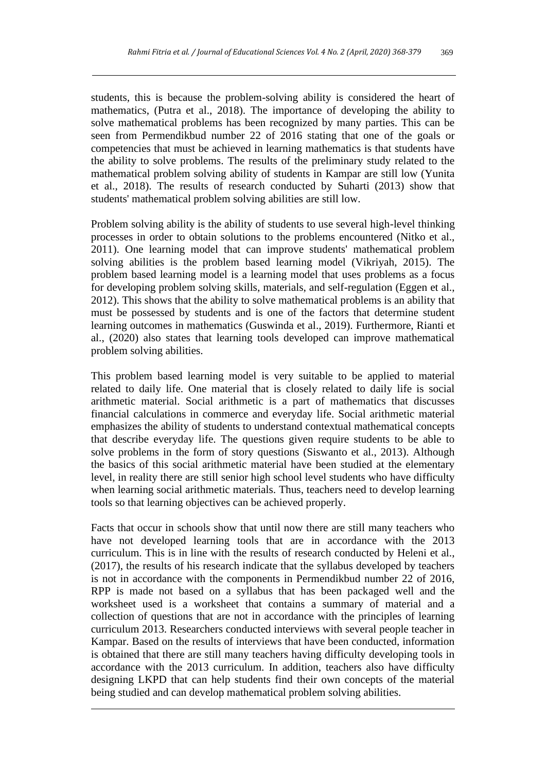students, this is because the problem-solving ability is considered the heart of mathematics, (Putra et al., 2018). The importance of developing the ability to solve mathematical problems has been recognized by many parties. This can be seen from Permendikbud number 22 of 2016 stating that one of the goals or competencies that must be achieved in learning mathematics is that students have the ability to solve problems. The results of the preliminary study related to the mathematical problem solving ability of students in Kampar are still low (Yunita et al., 2018). The results of research conducted by Suharti (2013) show that students' mathematical problem solving abilities are still low.

Problem solving ability is the ability of students to use several high-level thinking processes in order to obtain solutions to the problems encountered (Nitko et al., 2011). One learning model that can improve students' mathematical problem solving abilities is the problem based learning model (Vikriyah, 2015). The problem based learning model is a learning model that uses problems as a focus for developing problem solving skills, materials, and self-regulation (Eggen et al., 2012). This shows that the ability to solve mathematical problems is an ability that must be possessed by students and is one of the factors that determine student learning outcomes in mathematics (Guswinda et al., 2019). Furthermore, Rianti et al., (2020) also states that learning tools developed can improve mathematical problem solving abilities.

This problem based learning model is very suitable to be applied to material related to daily life. One material that is closely related to daily life is social arithmetic material. Social arithmetic is a part of mathematics that discusses financial calculations in commerce and everyday life. Social arithmetic material emphasizes the ability of students to understand contextual mathematical concepts that describe everyday life. The questions given require students to be able to solve problems in the form of story questions (Siswanto et al., 2013). Although the basics of this social arithmetic material have been studied at the elementary level, in reality there are still senior high school level students who have difficulty when learning social arithmetic materials. Thus, teachers need to develop learning tools so that learning objectives can be achieved properly.

Facts that occur in schools show that until now there are still many teachers who have not developed learning tools that are in accordance with the 2013 curriculum. This is in line with the results of research conducted by Heleni et al., (2017), the results of his research indicate that the syllabus developed by teachers is not in accordance with the components in Permendikbud number 22 of 2016, RPP is made not based on a syllabus that has been packaged well and the worksheet used is a worksheet that contains a summary of material and a collection of questions that are not in accordance with the principles of learning curriculum 2013. Researchers conducted interviews with several people teacher in Kampar. Based on the results of interviews that have been conducted, information is obtained that there are still many teachers having difficulty developing tools in accordance with the 2013 curriculum. In addition, teachers also have difficulty designing LKPD that can help students find their own concepts of the material being studied and can develop mathematical problem solving abilities.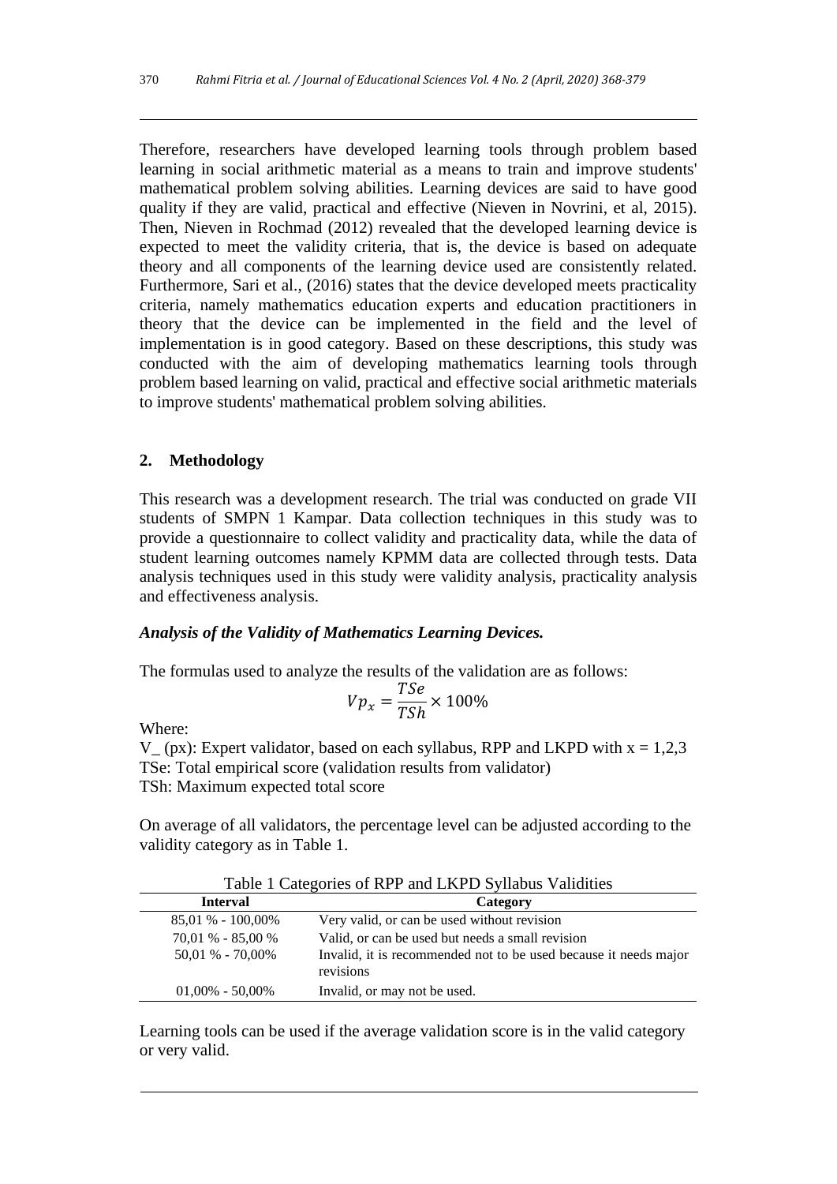Therefore, researchers have developed learning tools through problem based learning in social arithmetic material as a means to train and improve students' mathematical problem solving abilities. Learning devices are said to have good quality if they are valid, practical and effective (Nieven in Novrini, et al, 2015). Then, Nieven in Rochmad (2012) revealed that the developed learning device is expected to meet the validity criteria, that is, the device is based on adequate theory and all components of the learning device used are consistently related. Furthermore, Sari et al., (2016) states that the device developed meets practicality criteria, namely mathematics education experts and education practitioners in theory that the device can be implemented in the field and the level of implementation is in good category. Based on these descriptions, this study was conducted with the aim of developing mathematics learning tools through problem based learning on valid, practical and effective social arithmetic materials to improve students' mathematical problem solving abilities.

## 2. Methodology

This research was a development research. The trial was conducted on grade VII students of SMPN 1 Kampar. Data collection techniques in this study was to provide a questionnaire to collect validity and practicality data, while the data of student learning outcomes namely KPMM data are collected through tests. Data analysis techniques used in this study were validity analysis, practicality analysis and effectiveness analysis.

***Analysis of the Validity of Mathematics Learning Devices.***

The formulas used to analyze the results of the validation are as follows:

$$Vp_x = \frac{TSe}{TSh} \times 100\%$$

Where:

V_ (px): Expert validator, based on each syllabus, RPP and LKPD with $x = 1,2,3$

TSe: Total empirical score (validation results from validator)

TSh: Maximum expected total score

On average of all validators, the percentage level can be adjusted according to the validity category as in Table 1.

Table 1 Categories of RPP and LKPD Syllabus Validities

| Interval | Category |
|---|---|
| 85,01 % - 100,00% | Very valid, or can be used without revision |
| 70,01 % - 85,00 % | Valid, or can be used but needs a small revision |
| 50,01 % - 70,00% | Invalid, it is recommended not to be used because it needs major revisions |
| 01,00% - 50,00% | Invalid, or may not be used. |

Learning tools can be used if the average validation score is in the valid category or very valid.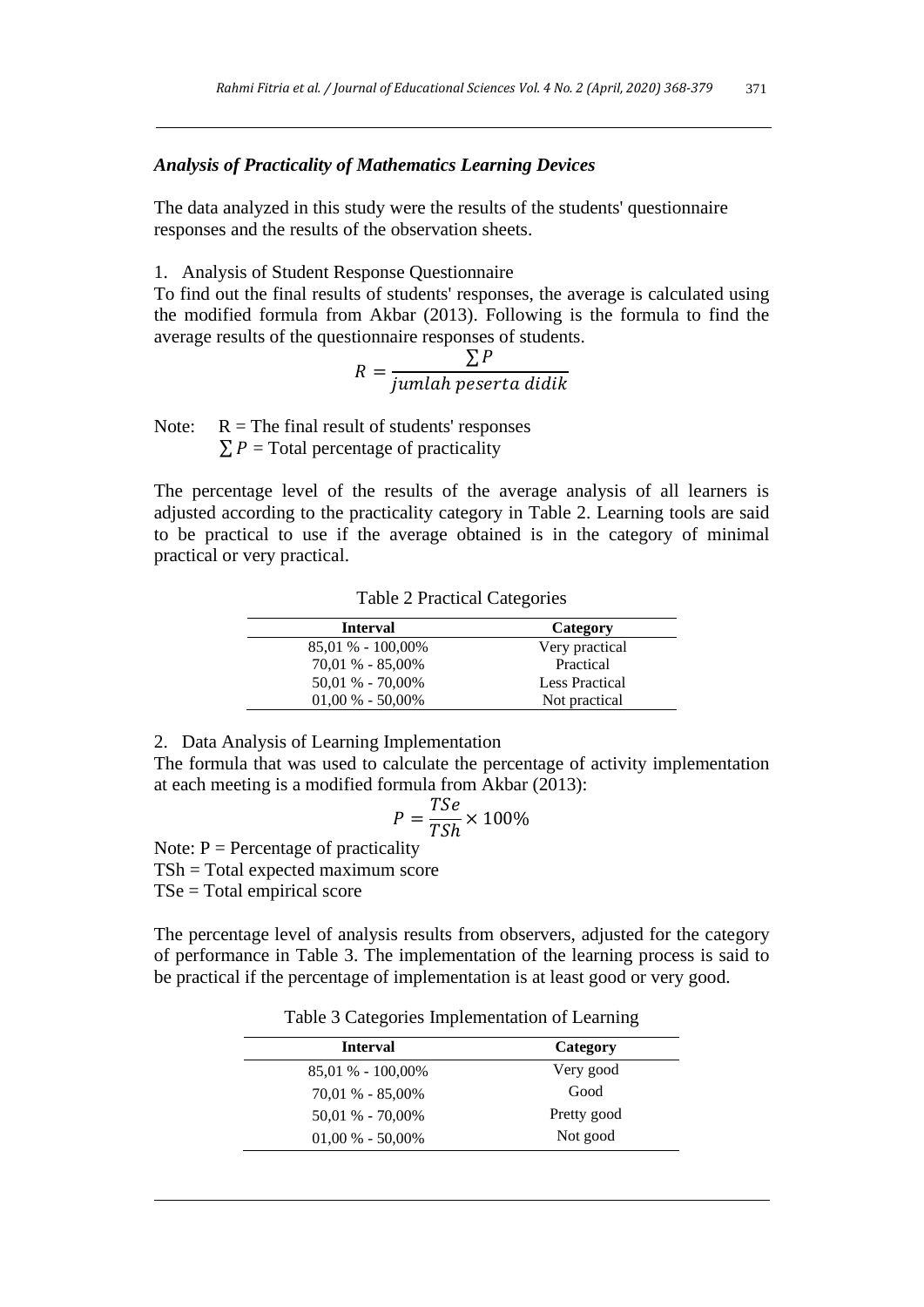### *Analysis of Practicality of Mathematics Learning Devices*

The data analyzed in this study were the results of the students' questionnaire responses and the results of the observation sheets.

1. Analysis of Student Response Questionnaire

To find out the final results of students' responses, the average is calculated using the modified formula from Akbar (2013). Following is the formula to find the average results of the questionnaire responses of students.

$$R = \frac{\sum P}{jumlah\ peserta\ didik}$$

Note: $R$ = The final result of students' responses
$\sum P$ = Total percentage of practicality

The percentage level of the results of the average analysis of all learners is adjusted according to the practicality category in Table 2. Learning tools are said to be practical to use if the average obtained is in the category of minimal practical or very practical.

Table 2 Practical Categories

| Interval | Category |
|---|---|
| 85,01 % - 100,00% | Very practical |
| 70,01 % - 85,00% | Practical |
| 50,01 % - 70,00% | Less Practical |
| 01,00 % - 50,00% | Not practical |

2. Data Analysis of Learning Implementation

The formula that was used to calculate the percentage of activity implementation at each meeting is a modified formula from Akbar (2013):

$$P = \frac{TSe}{TSh} \times 100\%$$

Note: P = Percentage of practicality
TSh = Total expected maximum score
TSe = Total empirical score

The percentage level of analysis results from observers, adjusted for the category of performance in Table 3. The implementation of the learning process is said to be practical if the percentage of implementation is at least good or very good.

Table 3 Categories Implementation of Learning

| Interval | Category |
|---|---|
| 85,01 % - 100,00% | Very good |
| 70,01 % - 85,00% | Good |
| 50,01 % - 70,00% | Pretty good |
| 01,00 % - 50,00% | Not good |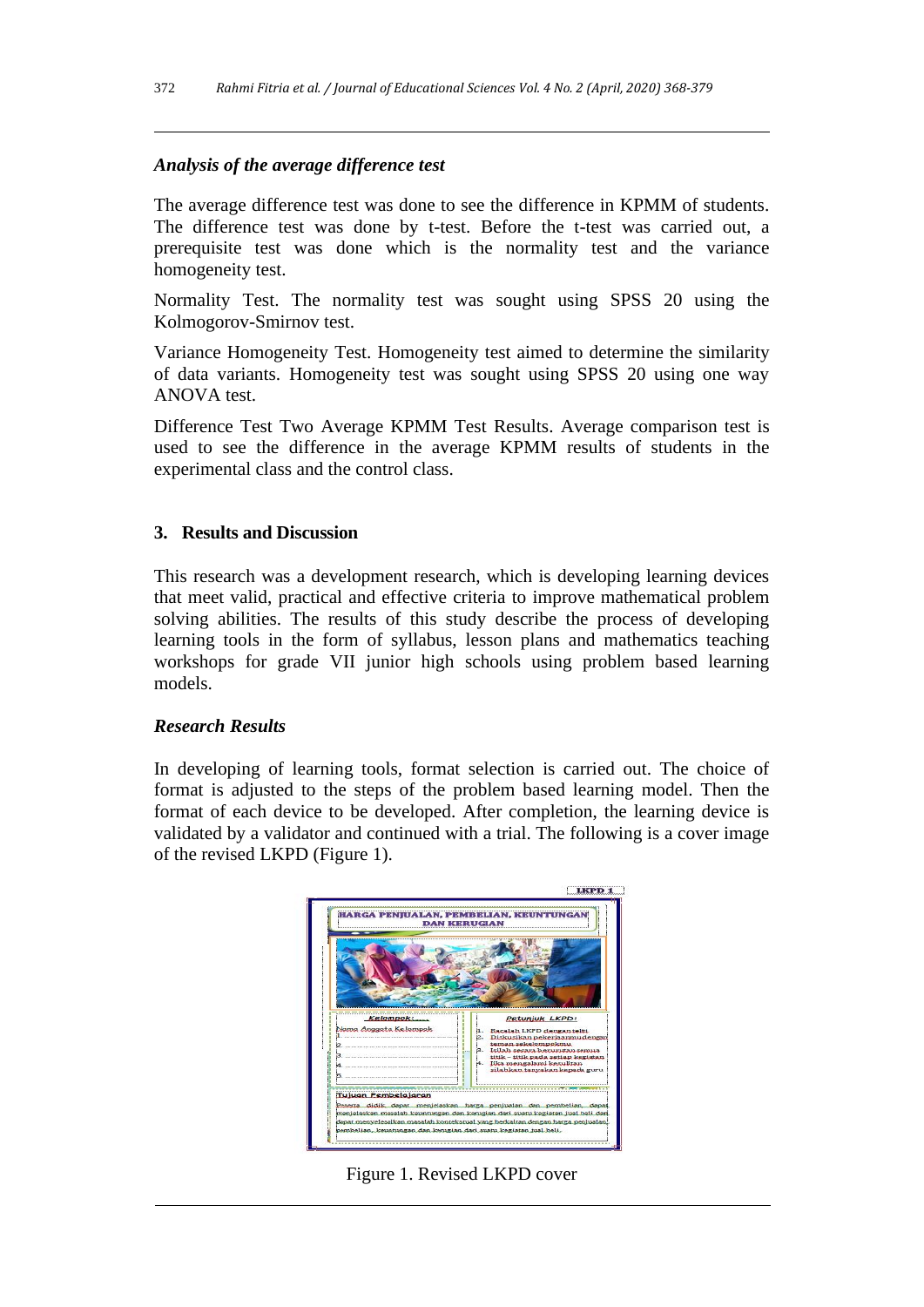### *Analysis of the average difference test*

The average difference test was done to see the difference in KPMM of students. The difference test was done by t-test. Before the t-test was carried out, a prerequisite test was done which is the normality test and the variance homogeneity test.

Normality Test. The normality test was sought using SPSS 20 using the Kolmogorov-Smirnov test.

Variance Homogeneity Test. Homogeneity test aimed to determine the similarity of data variants. Homogeneity test was sought using SPSS 20 using one way ANOVA test.

Difference Test Two Average KPMM Test Results. Average comparison test is used to see the difference in the average KPMM results of students in the experimental class and the control class.

## 3. Results and Discussion

This research was a development research, which is developing learning devices that meet valid, practical and effective criteria to improve mathematical problem solving abilities. The results of this study describe the process of developing learning tools in the form of syllabus, lesson plans and mathematics teaching workshops for grade VII junior high schools using problem based learning models.

### *Research Results*

In developing of learning tools, format selection is carried out. The choice of format is adjusted to the steps of the problem based learning model. Then the format of each device to be developed. After completion, the learning device is validated by a validator and continued with a trial. The following is a cover image of the revised LKPD (Figure 1).

Figure 1. Revised LKPD cover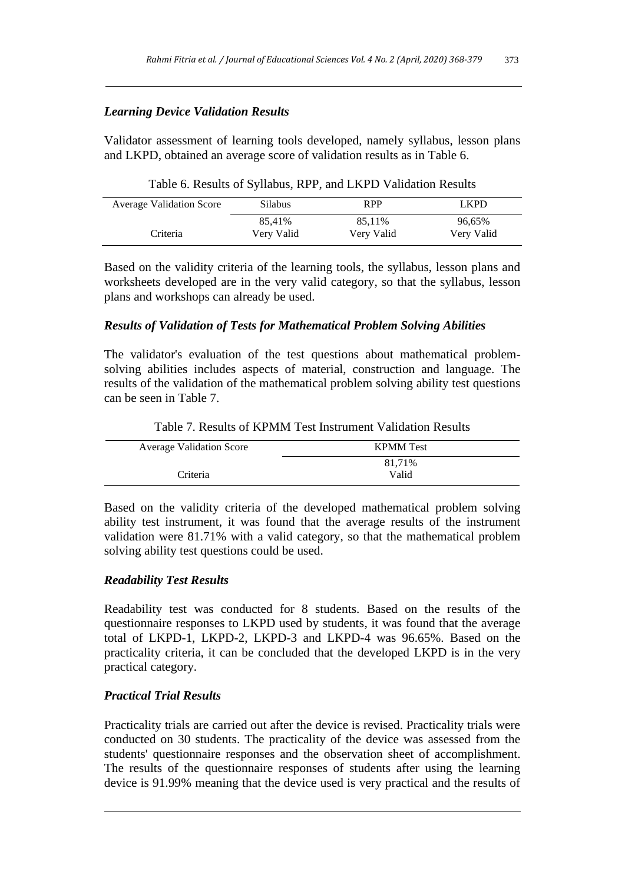### *Learning Device Validation Results*

Validator assessment of learning tools developed, namely syllabus, lesson plans and LKPD, obtained an average score of validation results as in Table 6.

Table 6. Results of Syllabus, RPP, and LKPD Validation Results

| Average Validation Score | Silabus | RPP | LKPD |
|---|---|---|---|
| | 85,41% | 85,11% | 96,65% |
| Criteria | Very Valid | Very Valid | Very Valid |

Based on the validity criteria of the learning tools, the syllabus, lesson plans and worksheets developed are in the very valid category, so that the syllabus, lesson plans and workshops can already be used.

### *Results of Validation of Tests for Mathematical Problem Solving Abilities*

The validator's evaluation of the test questions about mathematical problem-solving abilities includes aspects of material, construction and language. The results of the validation of the mathematical problem solving ability test questions can be seen in Table 7.

Table 7. Results of KPMM Test Instrument Validation Results

| Average Validation Score | KPMM Test |
|---|---|
| | 81,71% |
| Criteria | Valid |

Based on the validity criteria of the developed mathematical problem solving ability test instrument, it was found that the average results of the instrument validation were 81.71% with a valid category, so that the mathematical problem solving ability test questions could be used.

### *Readability Test Results*

Readability test was conducted for 8 students. Based on the results of the questionnaire responses to LKPD used by students, it was found that the average total of LKPD-1, LKPD-2, LKPD-3 and LKPD-4 was 96.65%. Based on the practicality criteria, it can be concluded that the developed LKPD is in the very practical category.

### *Practical Trial Results*

Practicality trials are carried out after the device is revised. Practicality trials were conducted on 30 students. The practicality of the device was assessed from the students' questionnaire responses and the observation sheet of accomplishment. The results of the questionnaire responses of students after using the learning device is 91.99% meaning that the device used is very practical and the results of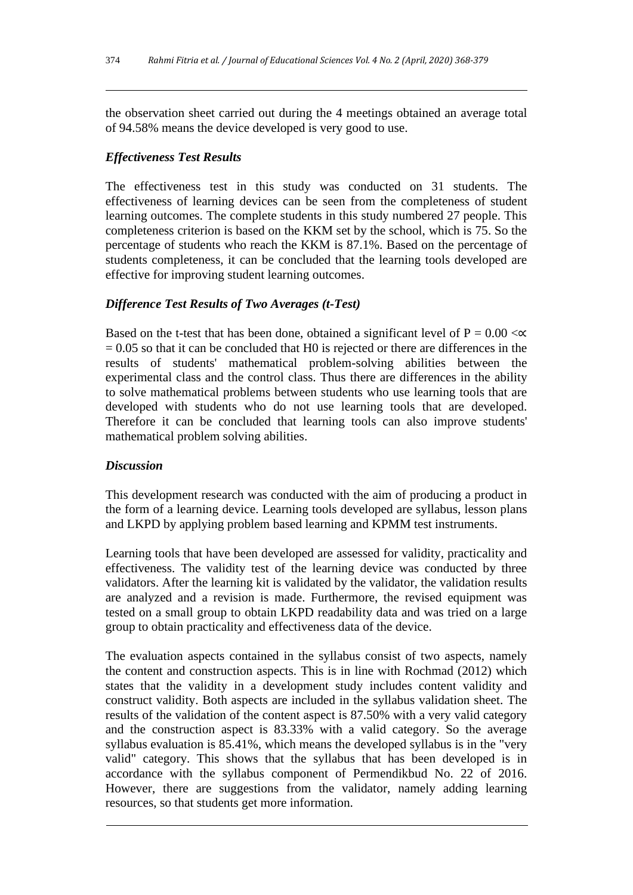the observation sheet carried out during the 4 meetings obtained an average total of 94.58% means the device developed is very good to use.

### *Effectiveness Test Results*

The effectiveness test in this study was conducted on 31 students. The effectiveness of learning devices can be seen from the completeness of student learning outcomes. The complete students in this study numbered 27 people. This completeness criterion is based on the KKM set by the school, which is 75. So the percentage of students who reach the KKM is 87.1%. Based on the percentage of students completeness, it can be concluded that the learning tools developed are effective for improving student learning outcomes.

### *Difference Test Results of Two Averages (t-Test)*

Based on the t-test that has been done, obtained a significant level of $P = 0.00 < \alpha = 0.05$ so that it can be concluded that H0 is rejected or there are differences in the results of students' mathematical problem-solving abilities between the experimental class and the control class. Thus there are differences in the ability to solve mathematical problems between students who use learning tools that are developed with students who do not use learning tools that are developed. Therefore it can be concluded that learning tools can also improve students' mathematical problem solving abilities.

### *Discussion*

This development research was conducted with the aim of producing a product in the form of a learning device. Learning tools developed are syllabus, lesson plans and LKPD by applying problem based learning and KPMM test instruments.

Learning tools that have been developed are assessed for validity, practicality and effectiveness. The validity test of the learning device was conducted by three validators. After the learning kit is validated by the validator, the validation results are analyzed and a revision is made. Furthermore, the revised equipment was tested on a small group to obtain LKPD readability data and was tried on a large group to obtain practicality and effectiveness data of the device.

The evaluation aspects contained in the syllabus consist of two aspects, namely the content and construction aspects. This is in line with Rochmad (2012) which states that the validity in a development study includes content validity and construct validity. Both aspects are included in the syllabus validation sheet. The results of the validation of the content aspect is 87.50% with a very valid category and the construction aspect is 83.33% with a valid category. So the average syllabus evaluation is 85.41%, which means the developed syllabus is in the "very valid" category. This shows that the syllabus that has been developed is in accordance with the syllabus component of Permendikbud No. 22 of 2016. However, there are suggestions from the validator, namely adding learning resources, so that students get more information.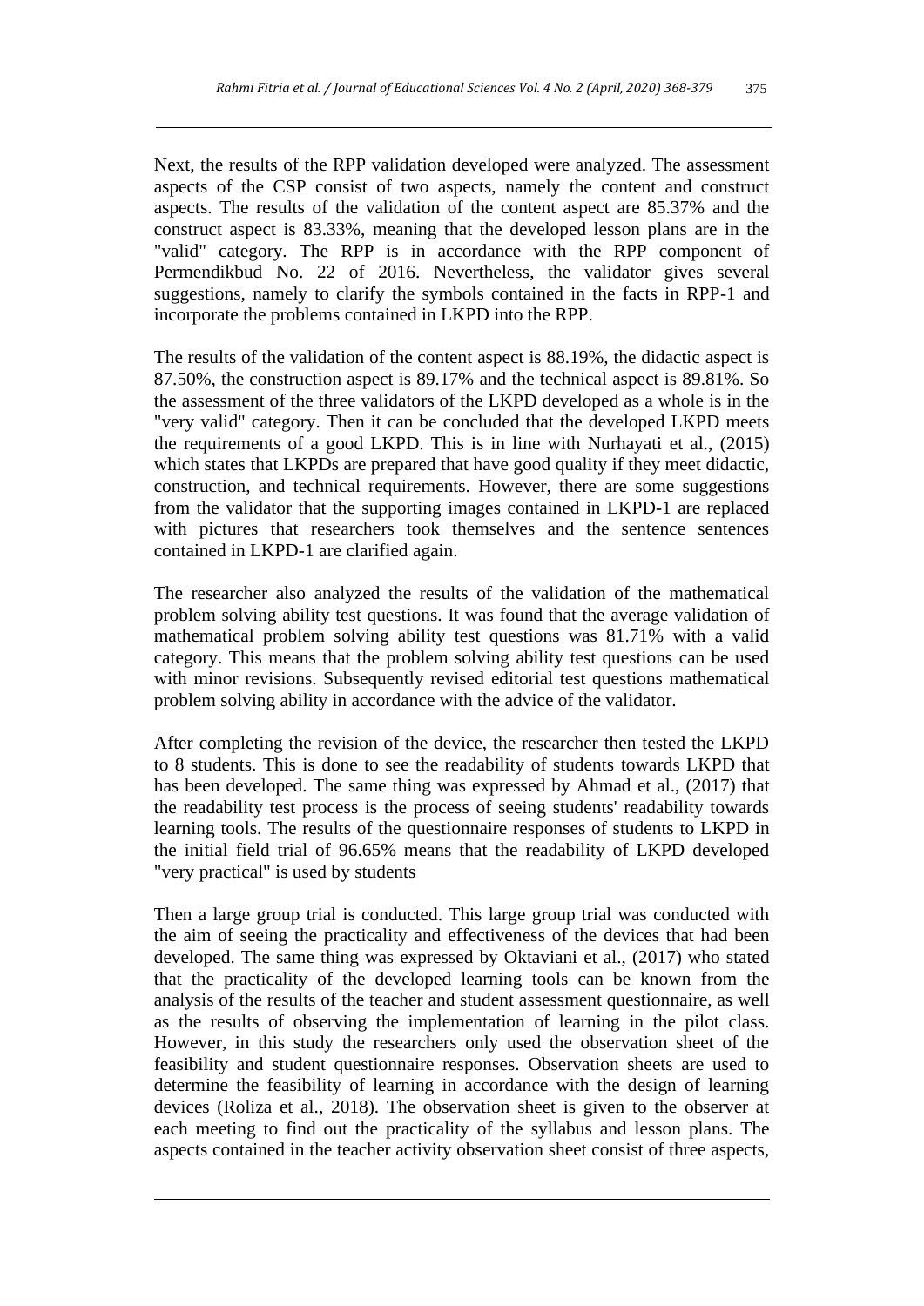Next, the results of the RPP validation developed were analyzed. The assessment aspects of the CSP consist of two aspects, namely the content and construct aspects. The results of the validation of the content aspect are 85.37% and the construct aspect is 83.33%, meaning that the developed lesson plans are in the "valid" category. The RPP is in accordance with the RPP component of Permendikbud No. 22 of 2016. Nevertheless, the validator gives several suggestions, namely to clarify the symbols contained in the facts in RPP-1 and incorporate the problems contained in LKPD into the RPP.

The results of the validation of the content aspect is 88.19%, the didactic aspect is 87.50%, the construction aspect is 89.17% and the technical aspect is 89.81%. So the assessment of the three validators of the LKPD developed as a whole is in the "very valid" category. Then it can be concluded that the developed LKPD meets the requirements of a good LKPD. This is in line with Nurhayati et al., (2015) which states that LKPDs are prepared that have good quality if they meet didactic, construction, and technical requirements. However, there are some suggestions from the validator that the supporting images contained in LKPD-1 are replaced with pictures that researchers took themselves and the sentence sentences contained in LKPD-1 are clarified again.

The researcher also analyzed the results of the validation of the mathematical problem solving ability test questions. It was found that the average validation of mathematical problem solving ability test questions was 81.71% with a valid category. This means that the problem solving ability test questions can be used with minor revisions. Subsequently revised editorial test questions mathematical problem solving ability in accordance with the advice of the validator.

After completing the revision of the device, the researcher then tested the LKPD to 8 students. This is done to see the readability of students towards LKPD that has been developed. The same thing was expressed by Ahmad et al., (2017) that the readability test process is the process of seeing students' readability towards learning tools. The results of the questionnaire responses of students to LKPD in the initial field trial of 96.65% means that the readability of LKPD developed "very practical" is used by students

Then a large group trial is conducted. This large group trial was conducted with the aim of seeing the practicality and effectiveness of the devices that had been developed. The same thing was expressed by Oktaviani et al., (2017) who stated that the practicality of the developed learning tools can be known from the analysis of the results of the teacher and student assessment questionnaire, as well as the results of observing the implementation of learning in the pilot class. However, in this study the researchers only used the observation sheet of the feasibility and student questionnaire responses. Observation sheets are used to determine the feasibility of learning in accordance with the design of learning devices (Roliza et al., 2018). The observation sheet is given to the observer at each meeting to find out the practicality of the syllabus and lesson plans. The aspects contained in the teacher activity observation sheet consist of three aspects,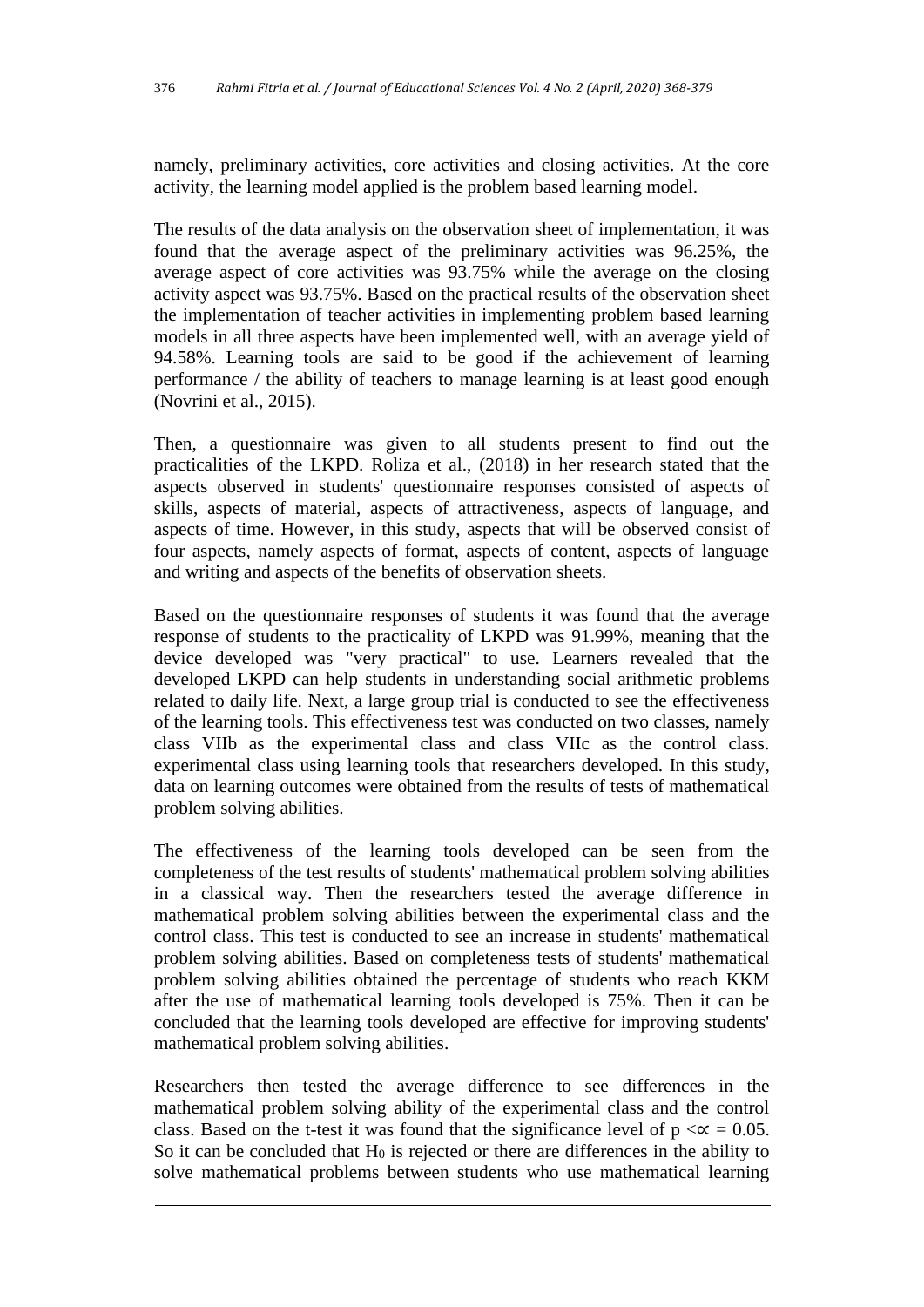namely, preliminary activities, core activities and closing activities. At the core activity, the learning model applied is the problem based learning model.

The results of the data analysis on the observation sheet of implementation, it was found that the average aspect of the preliminary activities was 96.25%, the average aspect of core activities was 93.75% while the average on the closing activity aspect was 93.75%. Based on the practical results of the observation sheet the implementation of teacher activities in implementing problem based learning models in all three aspects have been implemented well, with an average yield of 94.58%. Learning tools are said to be good if the achievement of learning performance / the ability of teachers to manage learning is at least good enough (Novrini et al., 2015).

Then, a questionnaire was given to all students present to find out the practicalities of the LKPD. Roliza et al., (2018) in her research stated that the aspects observed in students' questionnaire responses consisted of aspects of skills, aspects of material, aspects of attractiveness, aspects of language, and aspects of time. However, in this study, aspects that will be observed consist of four aspects, namely aspects of format, aspects of content, aspects of language and writing and aspects of the benefits of observation sheets.

Based on the questionnaire responses of students it was found that the average response of students to the practicality of LKPD was 91.99%, meaning that the device developed was "very practical" to use. Learners revealed that the developed LKPD can help students in understanding social arithmetic problems related to daily life. Next, a large group trial is conducted to see the effectiveness of the learning tools. This effectiveness test was conducted on two classes, namely class VIIb as the experimental class and class VIIc as the control class. experimental class using learning tools that researchers developed. In this study, data on learning outcomes were obtained from the results of tests of mathematical problem solving abilities.

The effectiveness of the learning tools developed can be seen from the completeness of the test results of students' mathematical problem solving abilities in a classical way. Then the researchers tested the average difference in mathematical problem solving abilities between the experimental class and the control class. This test is conducted to see an increase in students' mathematical problem solving abilities. Based on completeness tests of students' mathematical problem solving abilities obtained the percentage of students who reach KKM after the use of mathematical learning tools developed is 75%. Then it can be concluded that the learning tools developed are effective for improving students' mathematical problem solving abilities.

Researchers then tested the average difference to see differences in the mathematical problem solving ability of the experimental class and the control class. Based on the t-test it was found that the significance level of $p < \propto = 0.05$. So it can be concluded that $H_0$ is rejected or there are differences in the ability to solve mathematical problems between students who use mathematical learning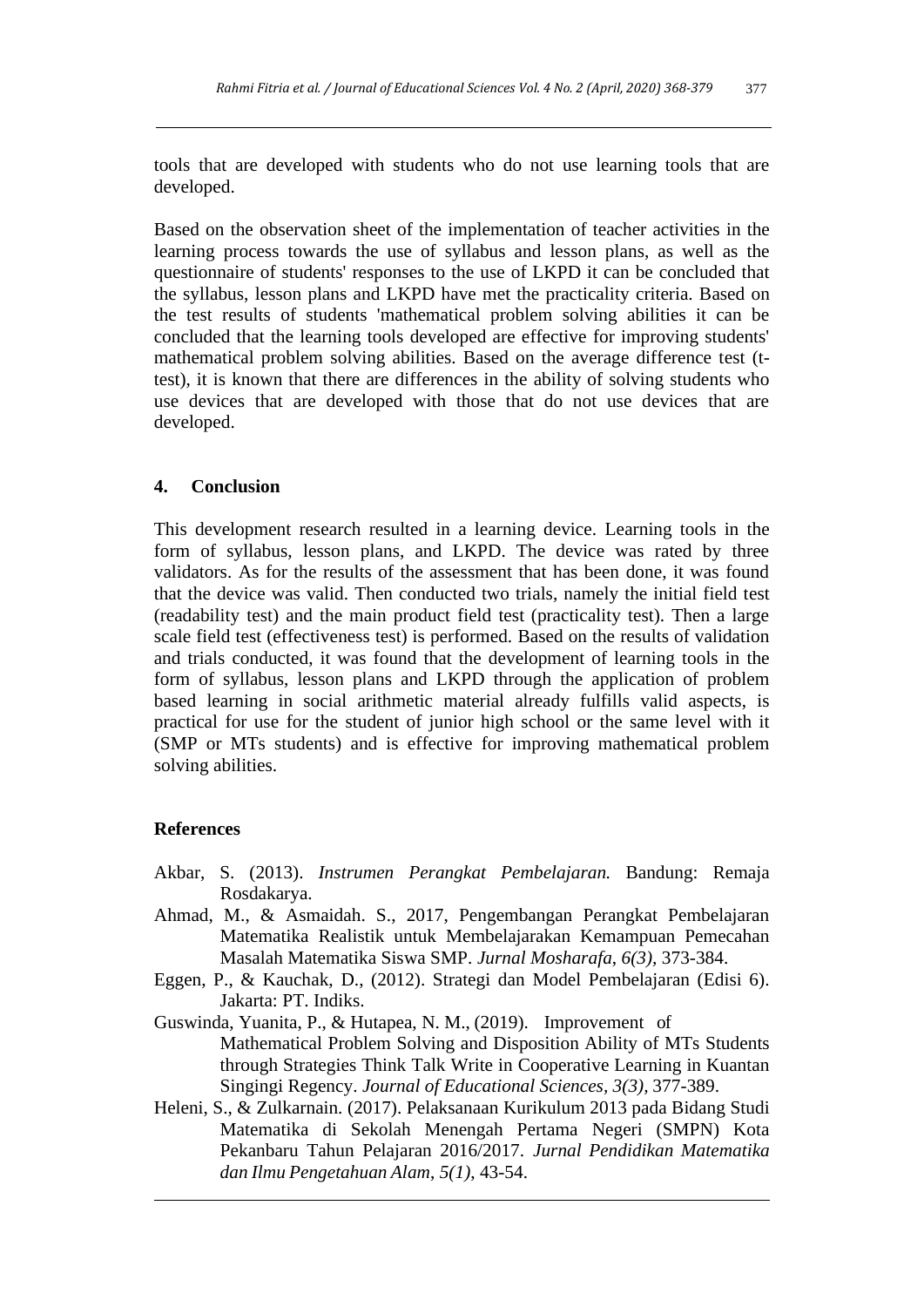tools that are developed with students who do not use learning tools that are developed.

Based on the observation sheet of the implementation of teacher activities in the learning process towards the use of syllabus and lesson plans, as well as the questionnaire of students' responses to the use of LKPD it can be concluded that the syllabus, lesson plans and LKPD have met the practicality criteria. Based on the test results of students 'mathematical problem solving abilities it can be concluded that the learning tools developed are effective for improving students' mathematical problem solving abilities. Based on the average difference test (t-test), it is known that there are differences in the ability of solving students who use devices that are developed with those that do not use devices that are developed.

## 4. Conclusion

This development research resulted in a learning device. Learning tools in the form of syllabus, lesson plans, and LKPD. The device was rated by three validators. As for the results of the assessment that has been done, it was found that the device was valid. Then conducted two trials, namely the initial field test (readability test) and the main product field test (practicality test). Then a large scale field test (effectiveness test) is performed. Based on the results of validation and trials conducted, it was found that the development of learning tools in the form of syllabus, lesson plans and LKPD through the application of problem based learning in social arithmetic material already fulfills valid aspects, is practical for use for the student of junior high school or the same level with it (SMP or MTs students) and is effective for improving mathematical problem solving abilities.

## References

Akbar, S. (2013). *Instrumen Perangkat Pembelajaran.* Bandung: Remaja Rosdakarya.

Ahmad, M., & Asmaidah. S., 2017, Pengembangan Perangkat Pembelajaran Matematika Realistik untuk Membelajarakan Kemampuan Pemecahan Masalah Matematika Siswa SMP. *Jurnal Mosharafa*, *6(3)*, 373-384.

Eggen, P., & Kauchak, D., (2012). Strategi dan Model Pembelajaran (Edisi 6). Jakarta: PT. Indiks.

Guswinda, Yuanita, P., & Hutapea, N. M., (2019). Improvement of Mathematical Problem Solving and Disposition Ability of MTs Students through Strategies Think Talk Write in Cooperative Learning in Kuantan Singingi Regency. *Journal of Educational Sciences, 3(3)*, 377-389.

Heleni, S., & Zulkarnain. (2017). Pelaksanaan Kurikulum 2013 pada Bidang Studi Matematika di Sekolah Menengah Pertama Negeri (SMPN) Kota Pekanbaru Tahun Pelajaran 2016/2017. *Jurnal Pendidikan Matematika dan Ilmu Pengetahuan Alam*, *5(1)*, 43-54.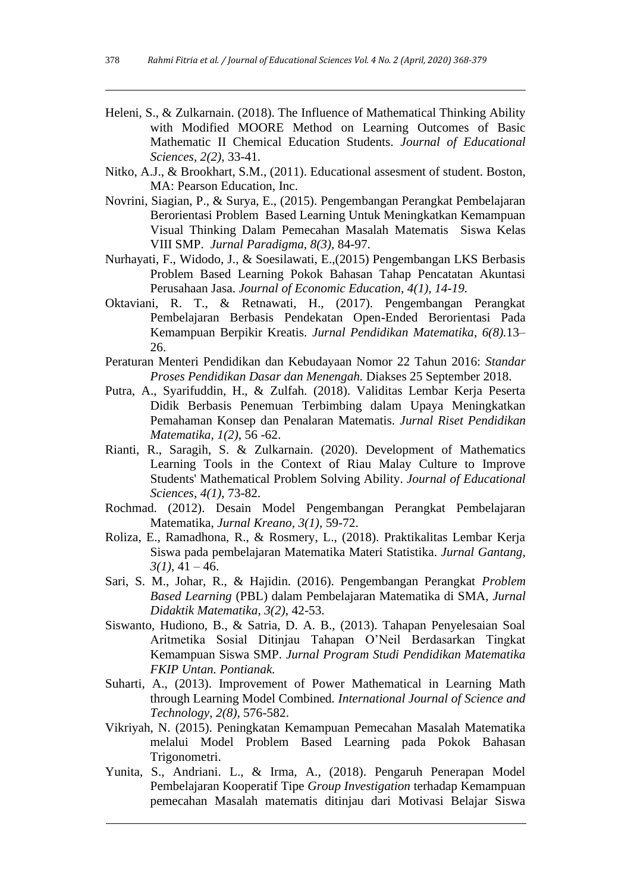Heleni, S., & Zulkarnain. (2018). The Influence of Mathematical Thinking Ability with Modified MOORE Method on Learning Outcomes of Basic Mathematic II Chemical Education Students. *Journal of Educational Sciences, 2(2),* 33-41.

Nitko, A.J., & Brookhart, S.M., (2011). Educational assesment of student. Boston, MA: Pearson Education, Inc.

Novrini, Siagian, P., & Surya, E., (2015). Pengembangan Perangkat Pembelajaran Berorientasi Problem Based Learning Untuk Meningkatkan Kemampuan Visual Thinking Dalam Pemecahan Masalah Matematis Siswa Kelas VIII SMP. *Jurnal Paradigma, 8(3),* 84-97.

Nurhayati, F., Widodo, J., & Soesilawati, E.,(2015) Pengembangan LKS Berbasis Problem Based Learning Pokok Bahasan Tahap Pencatatan Akuntasi Perusahaan Jasa. *Journal of Economic Education, 4(1), 14-19.*

Oktaviani, R. T., & Retnawati, H., (2017). Pengembangan Perangkat Pembelajaran Berbasis Pendekatan Open-Ended Berorientasi Pada Kemampuan Berpikir Kreatis. *Jurnal Pendidikan Matematika*, *6(8).*13–26.

Peraturan Menteri Pendidikan dan Kebudayaan Nomor 22 Tahun 2016: *Standar Proses Pendidikan Dasar dan Menengah.* Diakses 25 September 2018.

Putra, A., Syarifuddin, H., & Zulfah. (2018). Validitas Lembar Kerja Peserta Didik Berbasis Penemuan Terbimbing dalam Upaya Meningkatkan Pemahaman Konsep dan Penalaran Matematis. *Jurnal Riset Pendidikan Matematika, 1(2)*, 56 -62.

Rianti, R., Saragih, S. & Zulkarnain. (2020). Development of Mathematics Learning Tools in the Context of Riau Malay Culture to Improve Students' Mathematical Problem Solving Ability. *Journal of Educational Sciences*, *4(1)*, 73-82.

Rochmad. (2012). Desain Model Pengembangan Perangkat Pembelajaran Matematika, *Jurnal Kreano*, *3(1)*, 59-72.

Roliza, E., Ramadhona, R., & Rosmery, L., (2018). Praktikalitas Lembar Kerja Siswa pada pembelajaran Matematika Materi Statistika. *Jurnal Gantang, 3(1)*, 41 – 46.

Sari, S. M., Johar, R., & Hajidin. (2016). Pengembangan Perangkat *Problem Based Learning* (PBL) dalam Pembelajaran Matematika di SMA, *Jurnal Didaktik Matematika*, *3(2)*, 42-53.

Siswanto, Hudiono, B., & Satria, D. A. B., (2013). Tahapan Penyelesaian Soal Aritmetika Sosial Ditinjau Tahapan O'Neil Berdasarkan Tingkat Kemampuan Siswa SMP. *Jurnal Program Studi Pendidikan Matematika FKIP Untan. Pontianak.*

Suharti, A., (2013). Improvement of Power Mathematical in Learning Math through Learning Model Combined. *International Journal of Science and Technology*, *2(8),* 576-582.

Vikriyah, N. (2015). Peningkatan Kemampuan Pemecahan Masalah Matematika melalui Model Problem Based Learning pada Pokok Bahasan Trigonometri.

Yunita, S., Andriani. L., & Irma, A., (2018). Pengaruh Penerapan Model Pembelajaran Kooperatif Tipe *Group Investigation* terhadap Kemampuan pemecahan Masalah matematis ditinjau dari Motivasi Belajar Siswa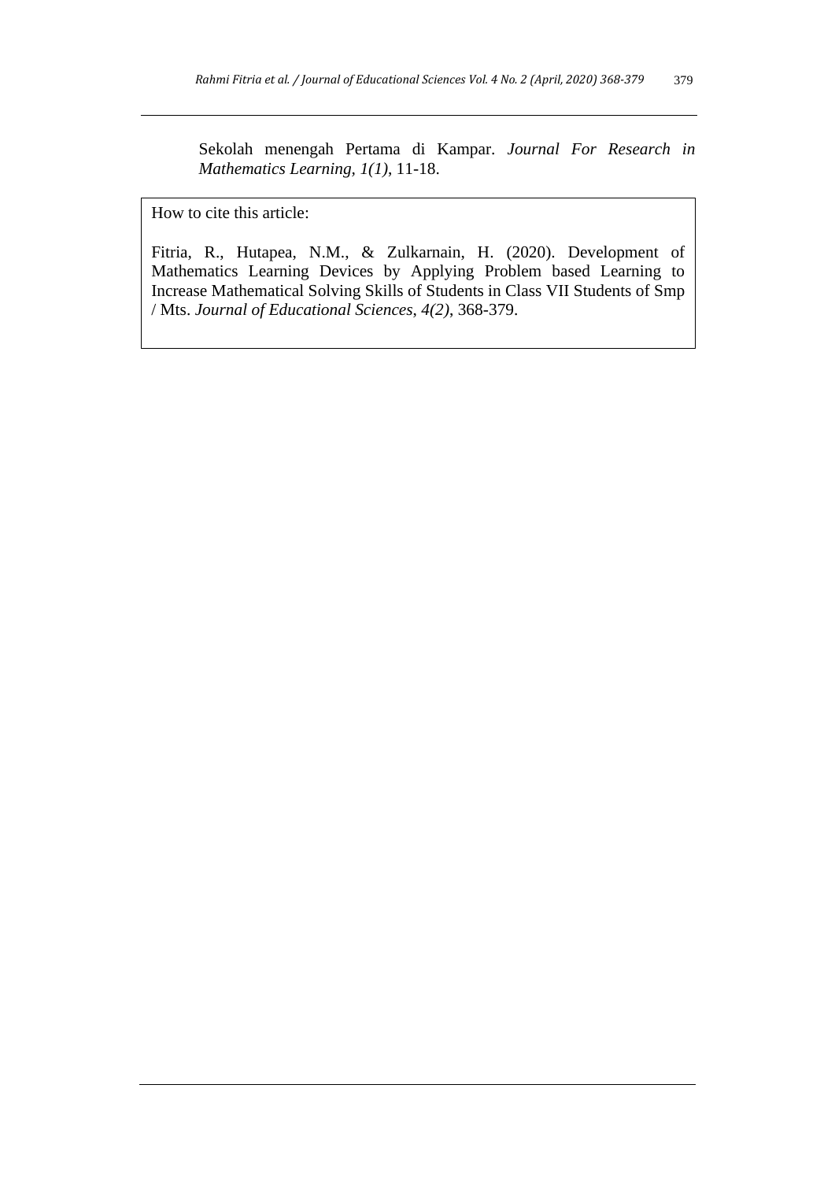Sekolah menengah Pertama di Kampar. *Journal For Research in Mathematics Learning, 1(1)*, 11-18.

How to cite this article:

Fitria, R., Hutapea, N.M., & Zulkarnain, H. (2020). Development of Mathematics Learning Devices by Applying Problem based Learning to Increase Mathematical Solving Skills of Students in Class VII Students of Smp / Mts. *Journal of Educational Sciences*, *4(2)*, 368-379.